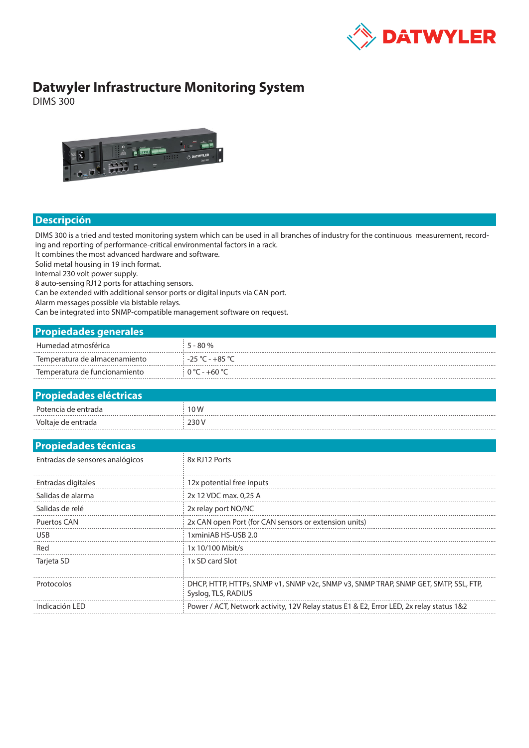# Datwyler Infrastructure Monitoring System

DIMS 300

## Descripción

DIMS 300 is a tried and tested monitoring system which can be used in all branches of industry for the continuous measurement, recording and reporting of performance-critical environmental factors in a rack.
It combines the most advanced hardware and software.
Solid metal housing in 19 inch format.
Internal 230 volt power supply.
8 auto-sensing RJ12 ports for attaching sensors.
Can be extended with additional sensor ports or digital inputs via CAN port.
Alarm messages possible via bistable relays.
Can be integrated into SNMP-compatible management software on request.

## Propiedades generales

| | |
|---|---|
| Humedad atmosférica | 5 - 80 % |
| Temperatura de almacenamiento | -25 °C - +85 °C |
| Temperatura de funcionamiento | 0 °C - +60 °C |

## Propiedades eléctricas

| | |
|---|---|
| Potencia de entrada | 10 W |
| Voltaje de entrada | 230 V |

## Propiedades técnicas

| | |
|---|---|
| Entradas de sensores analógicos | 8x RJ12 Ports |
| Entradas digitales | 12x potential free inputs |
| Salidas de alarma | 2x 12 VDC max. 0,25 A |
| Salidas de relé | 2x relay port NO/NC |
| Puertos CAN | 2x CAN open Port (for CAN sensors or extension units) |
| USB | 1xminiAB HS-USB 2.0 |
| Red | 1x 10/100 Mbit/s |
| Tarjeta SD | 1x SD card Slot |
| Protocolos | DHCP, HTTP, HTTPs, SNMP v1, SNMP v2c, SNMP v3, SNMP TRAP, SNMP GET, SMTP, SSL, FTP, Syslog, TLS, RADIUS |
| Indicación LED | Power / ACT, Network activity, 12V Relay status E1 & E2, Error LED, 2x relay status 1&2 |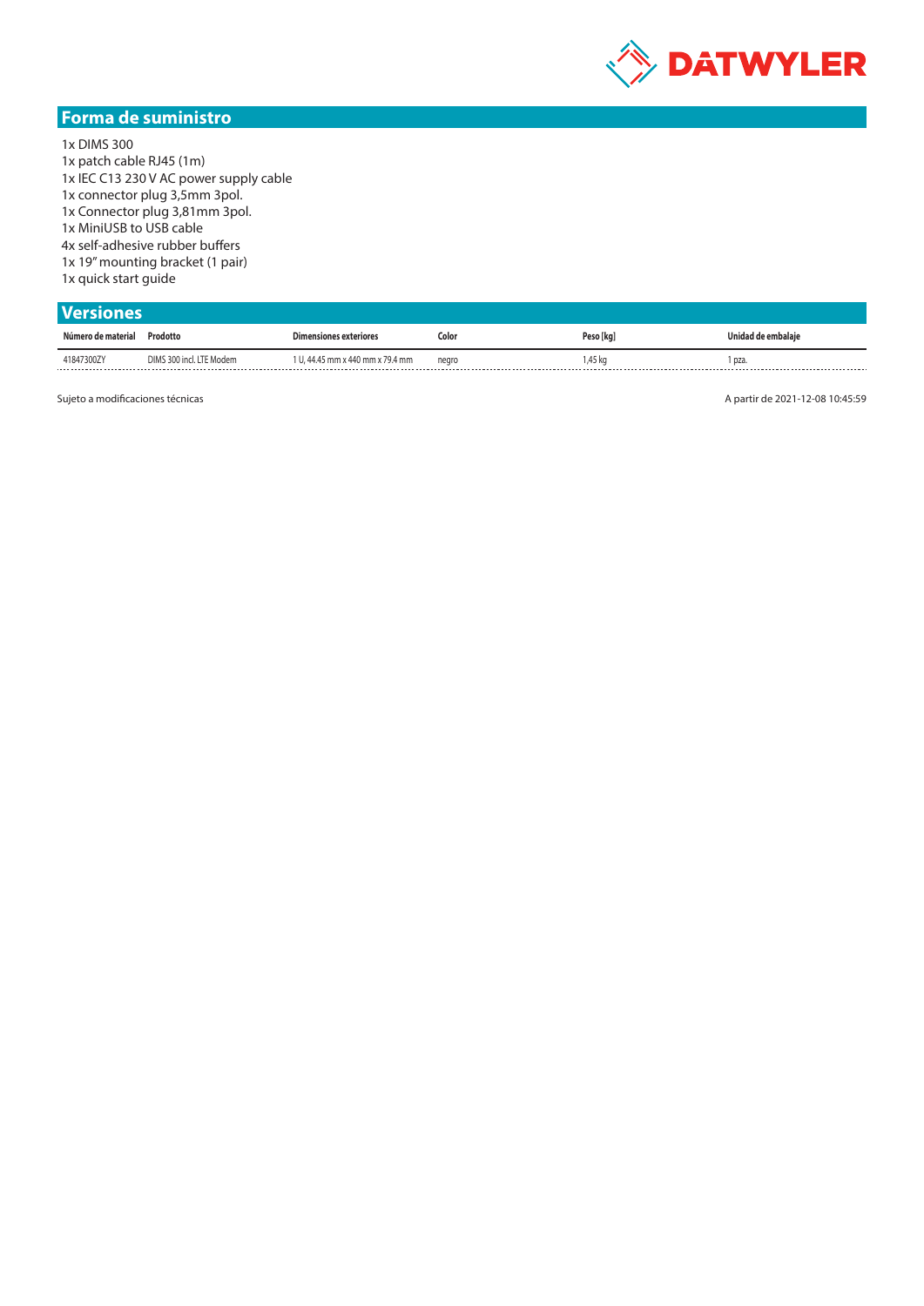## Forma de suministro

1x DIMS 300
1x patch cable RJ45 (1m)
1x IEC C13 230 V AC power supply cable
1x connector plug 3,5mm 3pol.
1x Connector plug 3,81mm 3pol.
1x MiniUSB to USB cable
4x self-adhesive rubber buffers
1x 19" mounting bracket (1 pair)
1x quick start guide

## Versiones

| Número de material | Prodotto | Dimensiones exteriores | Color | Peso [kg] | Unidad de embalaje |
|---|---|---|---|---|---|
| 41847300ZY | DIMS 300 incl. LTE Modem | 1 U, 44.45 mm x 440 mm x 79.4 mm | negro | 1,45 kg | 1 pza. |

Sujeto a modificaciones técnicas

A partir de 2021-12-08 10:45:59